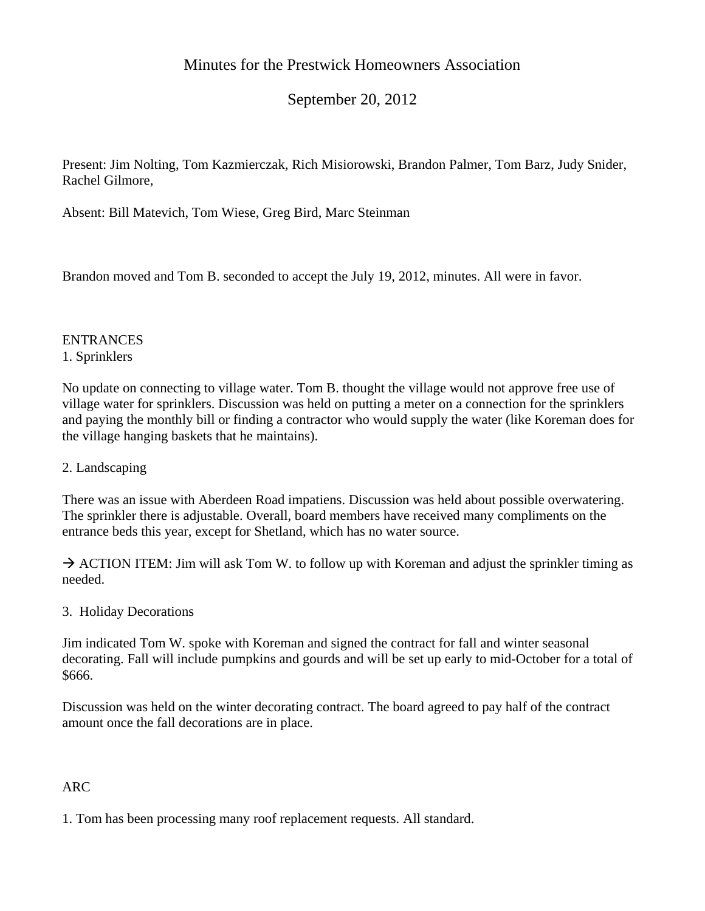# Minutes for the Prestwick Homeowners Association

## September 20, 2012

Present: Jim Nolting, Tom Kazmierczak, Rich Misiorowski, Brandon Palmer, Tom Barz, Judy Snider, Rachel Gilmore,

Absent: Bill Matevich, Tom Wiese, Greg Bird, Marc Steinman

Brandon moved and Tom B. seconded to accept the July 19, 2012, minutes. All were in favor.

ENTRANCES

1. Sprinklers

No update on connecting to village water. Tom B. thought the village would not approve free use of village water for sprinklers. Discussion was held on putting a meter on a connection for the sprinklers and paying the monthly bill or finding a contractor who would supply the water (like Koreman does for the village hanging baskets that he maintains).

2. Landscaping

There was an issue with Aberdeen Road impatiens. Discussion was held about possible overwatering. The sprinkler there is adjustable. Overall, board members have received many compliments on the entrance beds this year, except for Shetland, which has no water source.

→ ACTION ITEM: Jim will ask Tom W. to follow up with Koreman and adjust the sprinkler timing as needed.

3. Holiday Decorations

Jim indicated Tom W. spoke with Koreman and signed the contract for fall and winter seasonal decorating. Fall will include pumpkins and gourds and will be set up early to mid-October for a total of $666.

Discussion was held on the winter decorating contract. The board agreed to pay half of the contract amount once the fall decorations are in place.

ARC

1. Tom has been processing many roof replacement requests. All standard.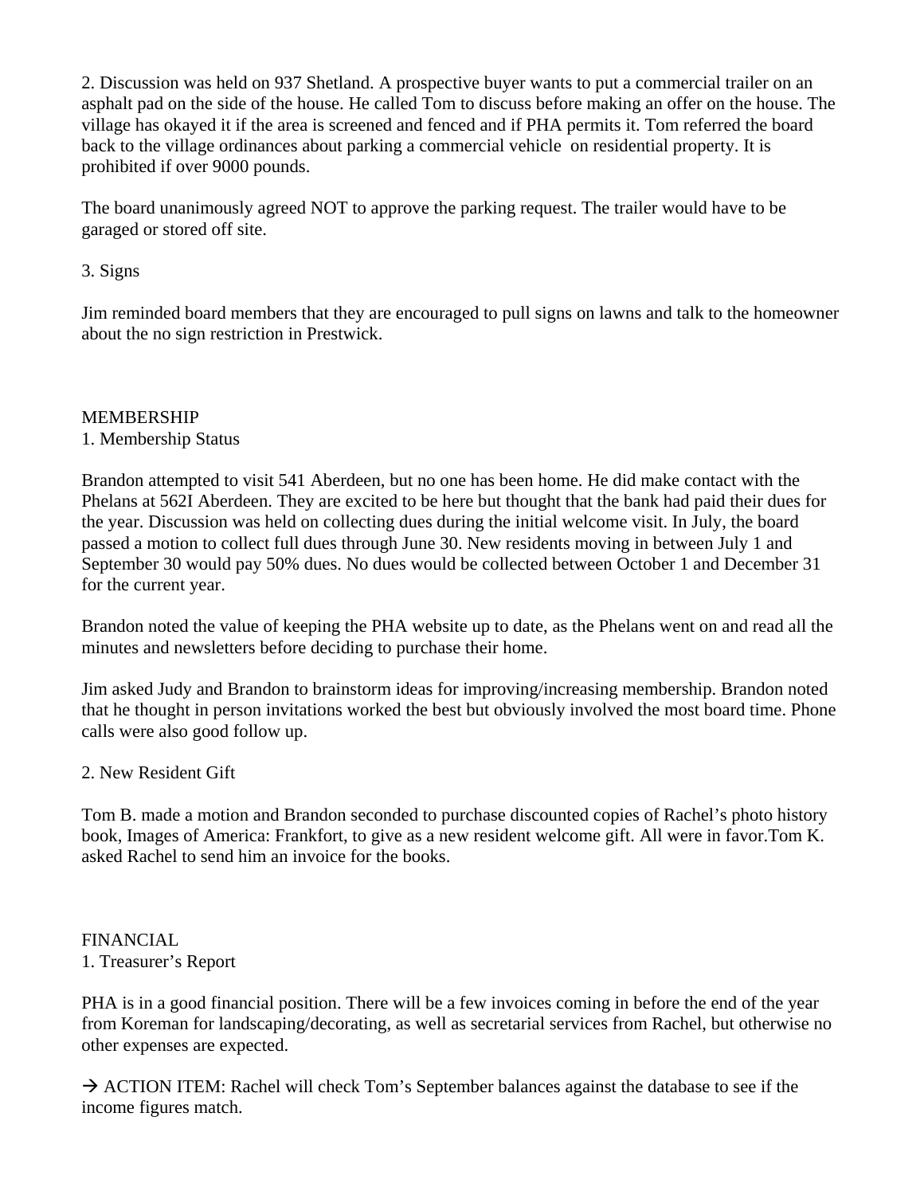2. Discussion was held on 937 Shetland. A prospective buyer wants to put a commercial trailer on an asphalt pad on the side of the house. He called Tom to discuss before making an offer on the house. The village has okayed it if the area is screened and fenced and if PHA permits it. Tom referred the board back to the village ordinances about parking a commercial vehicle on residential property. It is prohibited if over 9000 pounds.

The board unanimously agreed NOT to approve the parking request. The trailer would have to be garaged or stored off site.

3. Signs

Jim reminded board members that they are encouraged to pull signs on lawns and talk to the homeowner about the no sign restriction in Prestwick.

MEMBERSHIP

1. Membership Status

Brandon attempted to visit 541 Aberdeen, but no one has been home. He did make contact with the Phelans at 562I Aberdeen. They are excited to be here but thought that the bank had paid their dues for the year. Discussion was held on collecting dues during the initial welcome visit. In July, the board passed a motion to collect full dues through June 30. New residents moving in between July 1 and September 30 would pay 50% dues. No dues would be collected between October 1 and December 31 for the current year.

Brandon noted the value of keeping the PHA website up to date, as the Phelans went on and read all the minutes and newsletters before deciding to purchase their home.

Jim asked Judy and Brandon to brainstorm ideas for improving/increasing membership. Brandon noted that he thought in person invitations worked the best but obviously involved the most board time. Phone calls were also good follow up.

2. New Resident Gift

Tom B. made a motion and Brandon seconded to purchase discounted copies of Rachel's photo history book, Images of America: Frankfort, to give as a new resident welcome gift. All were in favor.Tom K. asked Rachel to send him an invoice for the books.

FINANCIAL

1. Treasurer's Report

PHA is in a good financial position. There will be a few invoices coming in before the end of the year from Koreman for landscaping/decorating, as well as secretarial services from Rachel, but otherwise no other expenses are expected.

→ ACTION ITEM: Rachel will check Tom's September balances against the database to see if the income figures match.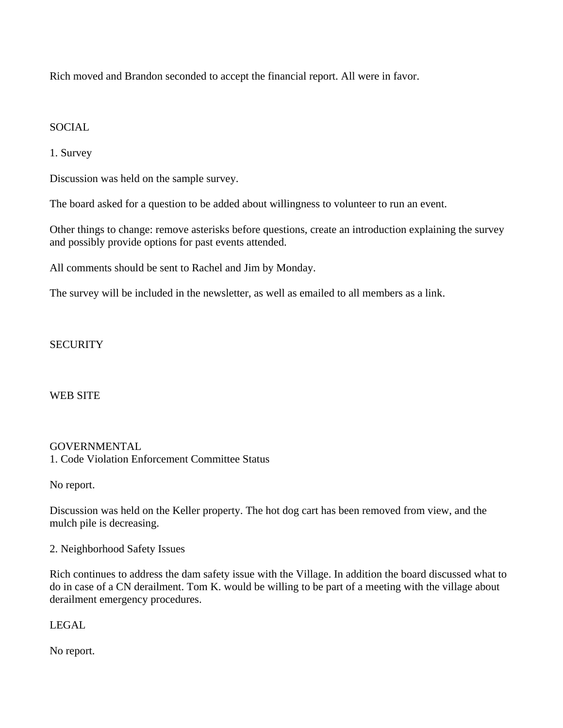Rich moved and Brandon seconded to accept the financial report. All were in favor.

## SOCIAL

1. Survey

Discussion was held on the sample survey.

The board asked for a question to be added about willingness to volunteer to run an event.

Other things to change: remove asterisks before questions, create an introduction explaining the survey and possibly provide options for past events attended.

All comments should be sent to Rachel and Jim by Monday.

The survey will be included in the newsletter, as well as emailed to all members as a link.

## SECURITY

## WEB SITE

## GOVERNMENTAL

1. Code Violation Enforcement Committee Status

No report.

Discussion was held on the Keller property. The hot dog cart has been removed from view, and the mulch pile is decreasing.

2. Neighborhood Safety Issues

Rich continues to address the dam safety issue with the Village. In addition the board discussed what to do in case of a CN derailment. Tom K. would be willing to be part of a meeting with the village about derailment emergency procedures.

## LEGAL

No report.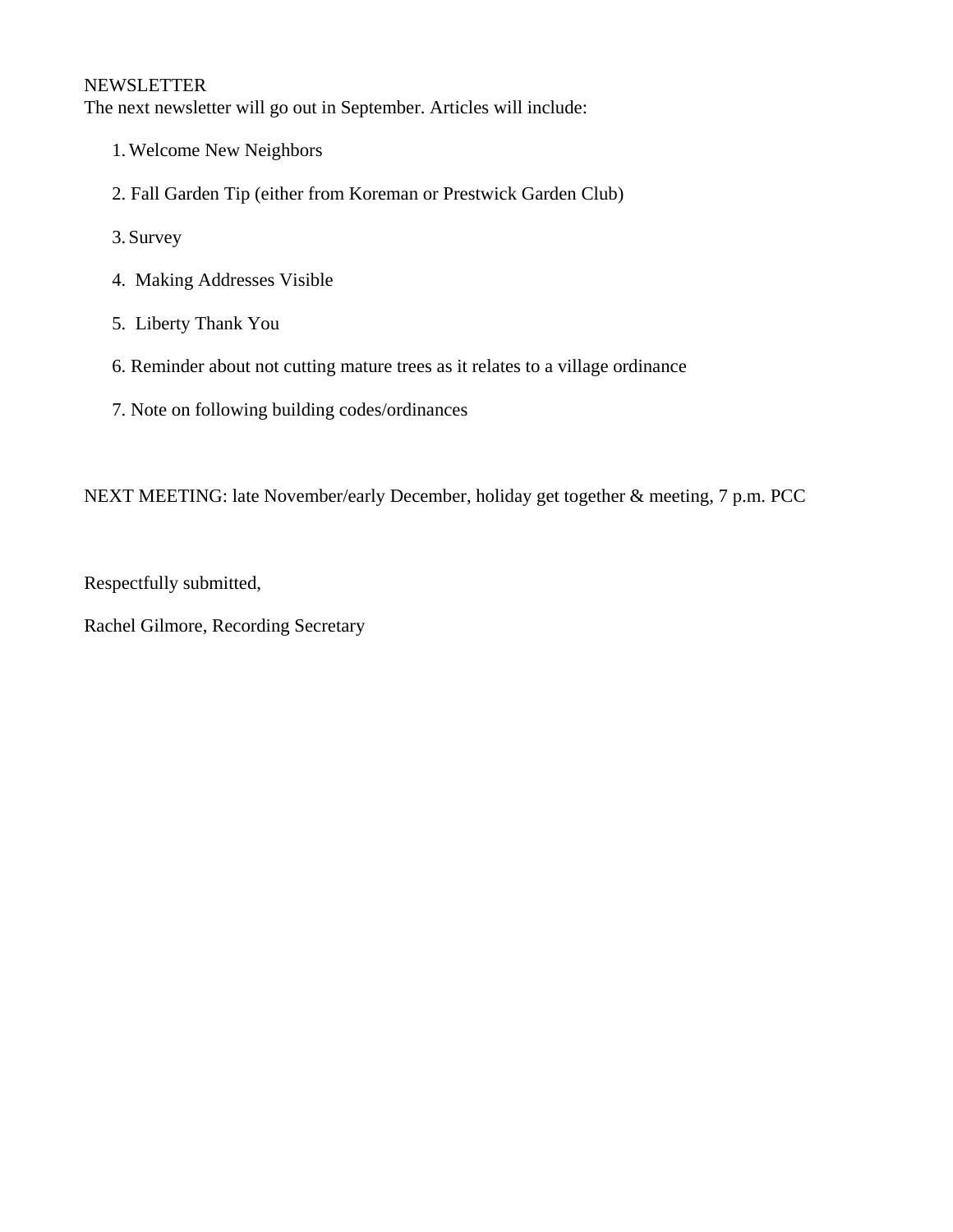NEWSLETTER

The next newsletter will go out in September. Articles will include:

1. Welcome New Neighbors
2. Fall Garden Tip (either from Koreman or Prestwick Garden Club)
3. Survey
4. Making Addresses Visible
5. Liberty Thank You
6. Reminder about not cutting mature trees as it relates to a village ordinance
7. Note on following building codes/ordinances

NEXT MEETING: late November/early December, holiday get together & meeting, 7 p.m. PCC

Respectfully submitted,

Rachel Gilmore, Recording Secretary